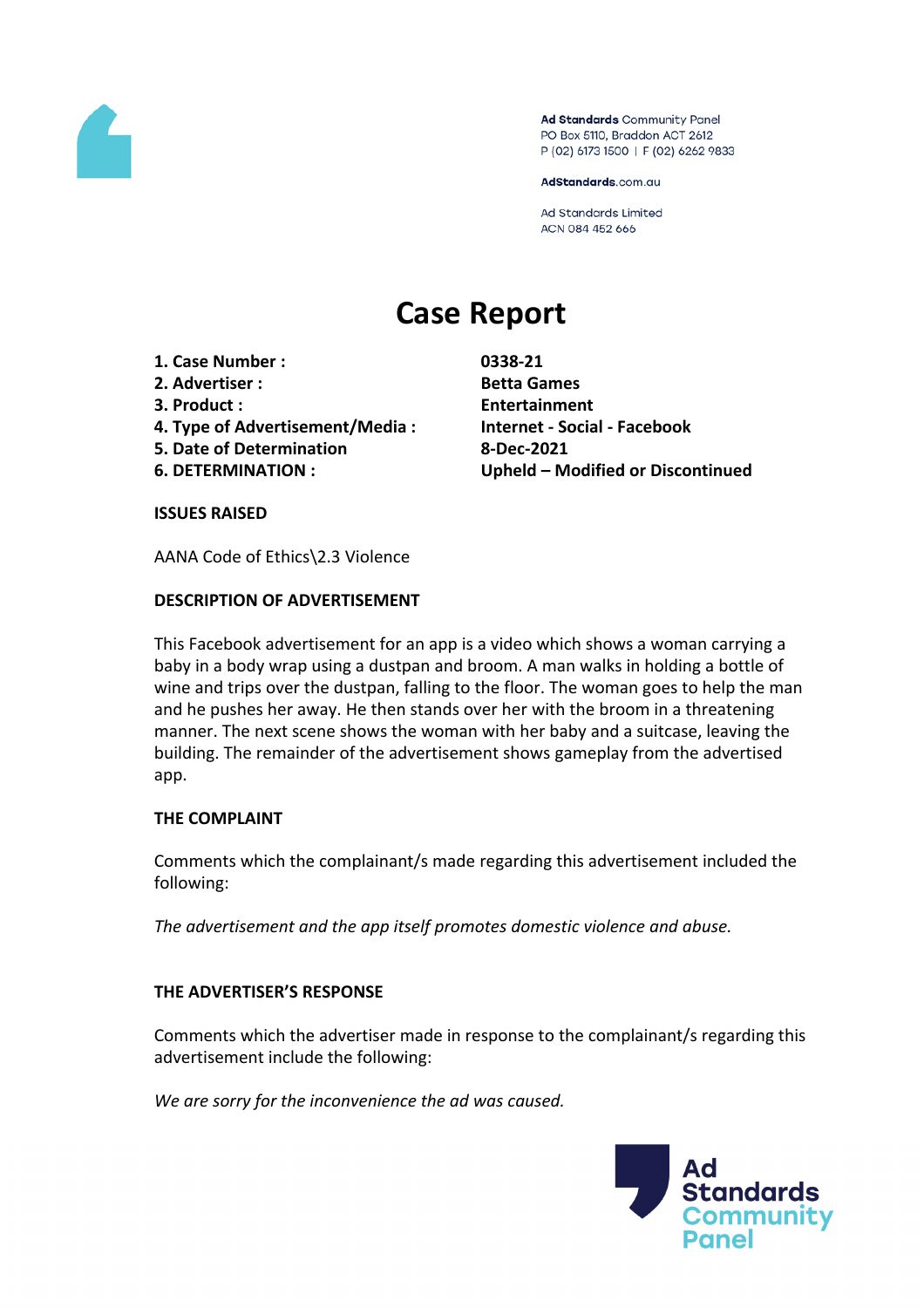Ad Standards Community Panel
PO Box 5110, Braddon ACT 2612
P (02) 6173 1500 | F (02) 6262 9833

AdStandards.com.au

Ad Standards Limited
ACN 084 452 666

# Case Report

| | |
|---|---|
| **1. Case Number :** | **0338-21** |
| **2. Advertiser :** | **Betta Games** |
| **3. Product :** | **Entertainment** |
| **4. Type of Advertisement/Media :** | **Internet - Social - Facebook** |
| **5. Date of Determination** | **8-Dec-2021** |
| **6. DETERMINATION :** | **Upheld – Modified or Discontinued** |

**ISSUES RAISED**

AANA Code of Ethics\2.3 Violence

**DESCRIPTION OF ADVERTISEMENT**

This Facebook advertisement for an app is a video which shows a woman carrying a baby in a body wrap using a dustpan and broom. A man walks in holding a bottle of wine and trips over the dustpan, falling to the floor. The woman goes to help the man and he pushes her away. He then stands over her with the broom in a threatening manner. The next scene shows the woman with her baby and a suitcase, leaving the building. The remainder of the advertisement shows gameplay from the advertised app.

**THE COMPLAINT**

Comments which the complainant/s made regarding this advertisement included the following:

*The advertisement and the app itself promotes domestic violence and abuse.*

**THE ADVERTISER'S RESPONSE**

Comments which the advertiser made in response to the complainant/s regarding this advertisement include the following:

*We are sorry for the inconvenience the ad was caused.*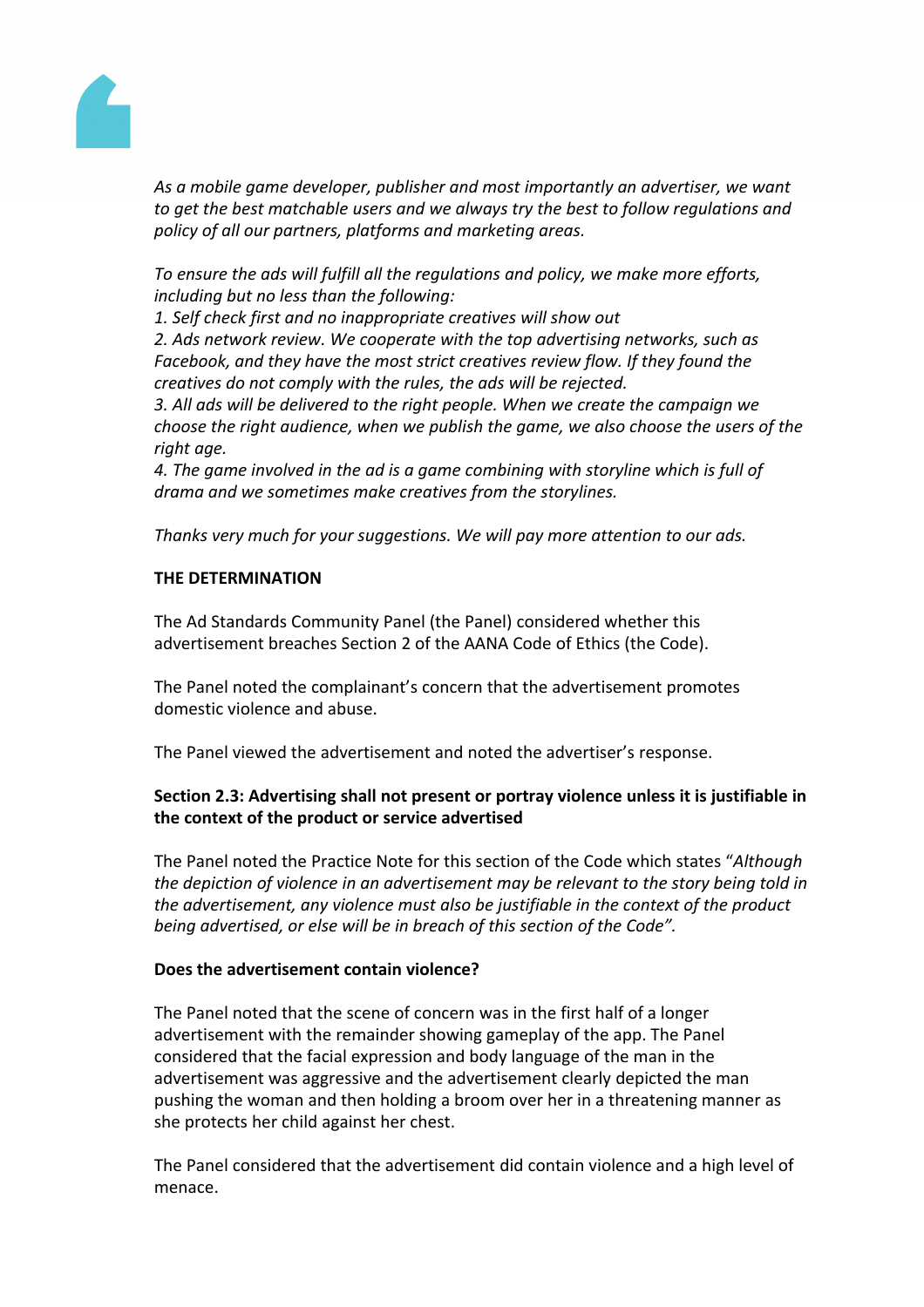*As a mobile game developer, publisher and most importantly an advertiser, we want to get the best matchable users and we always try the best to follow regulations and policy of all our partners, platforms and marketing areas.*

*To ensure the ads will fulfill all the regulations and policy, we make more efforts, including but no less than the following:*
*1. Self check first and no inappropriate creatives will show out*
*2. Ads network review. We cooperate with the top advertising networks, such as Facebook, and they have the most strict creatives review flow. If they found the creatives do not comply with the rules, the ads will be rejected.*
*3. All ads will be delivered to the right people. When we create the campaign we choose the right audience, when we publish the game, we also choose the users of the right age.*
*4. The game involved in the ad is a game combining with storyline which is full of drama and we sometimes make creatives from the storylines.*

*Thanks very much for your suggestions. We will pay more attention to our ads.*

**THE DETERMINATION**

The Ad Standards Community Panel (the Panel) considered whether this advertisement breaches Section 2 of the AANA Code of Ethics (the Code).

The Panel noted the complainant's concern that the advertisement promotes domestic violence and abuse.

The Panel viewed the advertisement and noted the advertiser's response.

**Section 2.3: Advertising shall not present or portray violence unless it is justifiable in the context of the product or service advertised**

The Panel noted the Practice Note for this section of the Code which states "*Although the depiction of violence in an advertisement may be relevant to the story being told in the advertisement, any violence must also be justifiable in the context of the product being advertised, or else will be in breach of this section of the Code".*

**Does the advertisement contain violence?**

The Panel noted that the scene of concern was in the first half of a longer advertisement with the remainder showing gameplay of the app. The Panel considered that the facial expression and body language of the man in the advertisement was aggressive and the advertisement clearly depicted the man pushing the woman and then holding a broom over her in a threatening manner as she protects her child against her chest.

The Panel considered that the advertisement did contain violence and a high level of menace.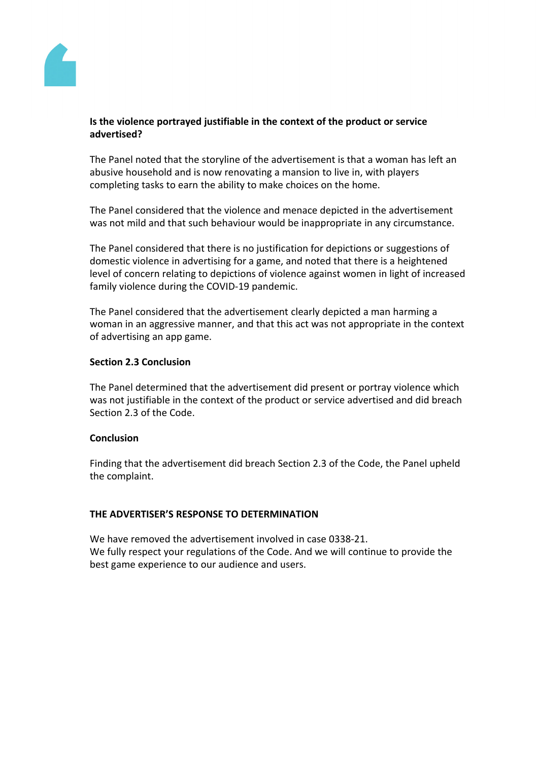**Is the violence portrayed justifiable in the context of the product or service advertised?**

The Panel noted that the storyline of the advertisement is that a woman has left an abusive household and is now renovating a mansion to live in, with players completing tasks to earn the ability to make choices on the home.

The Panel considered that the violence and menace depicted in the advertisement was not mild and that such behaviour would be inappropriate in any circumstance.

The Panel considered that there is no justification for depictions or suggestions of domestic violence in advertising for a game, and noted that there is a heightened level of concern relating to depictions of violence against women in light of increased family violence during the COVID-19 pandemic.

The Panel considered that the advertisement clearly depicted a man harming a woman in an aggressive manner, and that this act was not appropriate in the context of advertising an app game.

**Section 2.3 Conclusion**

The Panel determined that the advertisement did present or portray violence which was not justifiable in the context of the product or service advertised and did breach Section 2.3 of the Code.

**Conclusion**

Finding that the advertisement did breach Section 2.3 of the Code, the Panel upheld the complaint.

**THE ADVERTISER'S RESPONSE TO DETERMINATION**

We have removed the advertisement involved in case 0338-21.
We fully respect your regulations of the Code. And we will continue to provide the best game experience to our audience and users.